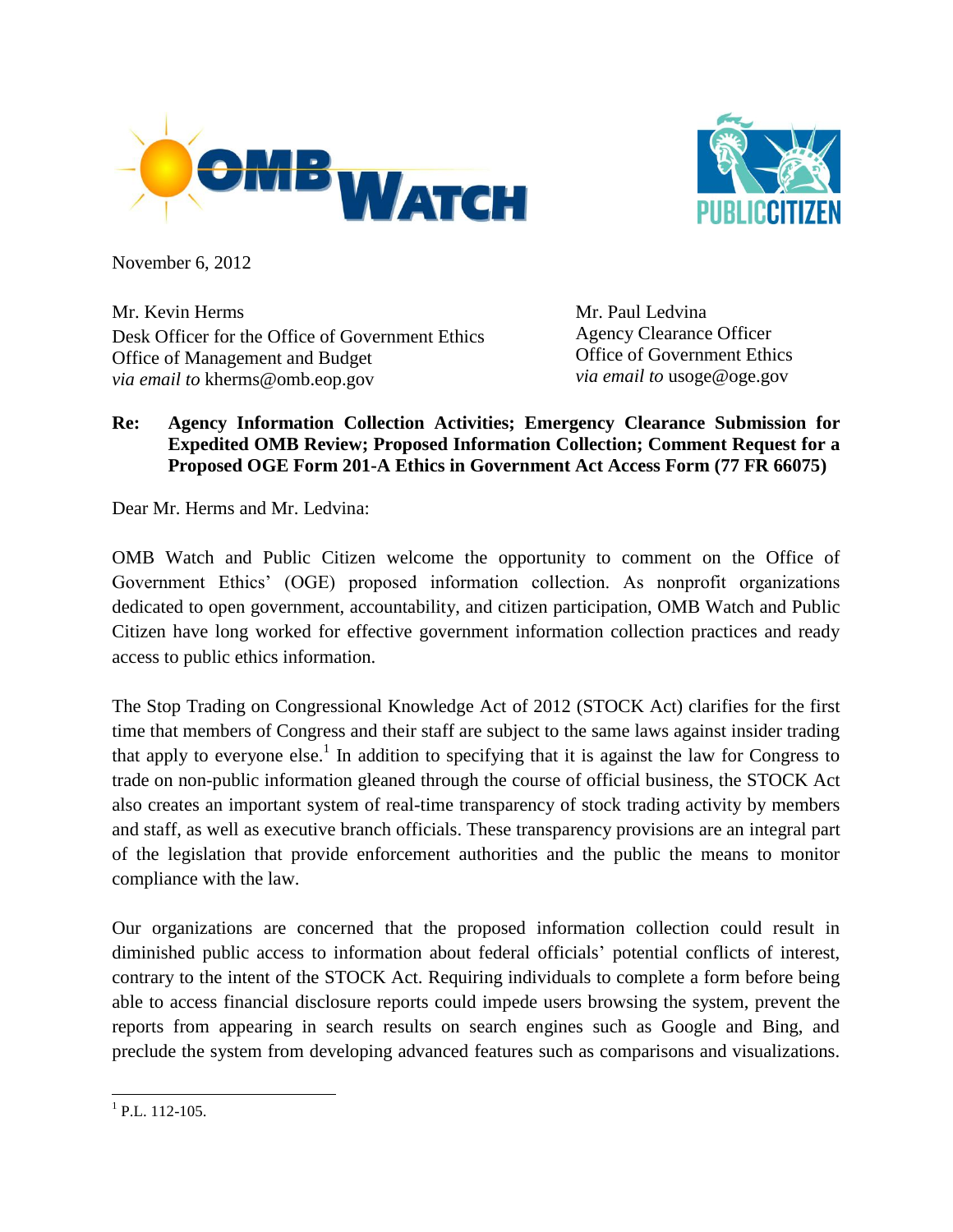November 6, 2012

Mr. Kevin Herms
Desk Officer for the Office of Government Ethics
Office of Management and Budget
*via email to* kherms@omb.eop.gov

Mr. Paul Ledvina
Agency Clearance Officer
Office of Government Ethics
*via email to* usoge@oge.gov

**Re: Agency Information Collection Activities; Emergency Clearance Submission for Expedited OMB Review; Proposed Information Collection; Comment Request for a Proposed OGE Form 201-A Ethics in Government Act Access Form (77 FR 66075)**

Dear Mr. Herms and Mr. Ledvina:

OMB Watch and Public Citizen welcome the opportunity to comment on the Office of Government Ethics' (OGE) proposed information collection. As nonprofit organizations dedicated to open government, accountability, and citizen participation, OMB Watch and Public Citizen have long worked for effective government information collection practices and ready access to public ethics information.

The Stop Trading on Congressional Knowledge Act of 2012 (STOCK Act) clarifies for the first time that members of Congress and their staff are subject to the same laws against insider trading that apply to everyone else.[1] In addition to specifying that it is against the law for Congress to trade on non-public information gleaned through the course of official business, the STOCK Act also creates an important system of real-time transparency of stock trading activity by members and staff, as well as executive branch officials. These transparency provisions are an integral part of the legislation that provide enforcement authorities and the public the means to monitor compliance with the law.

Our organizations are concerned that the proposed information collection could result in diminished public access to information about federal officials' potential conflicts of interest, contrary to the intent of the STOCK Act. Requiring individuals to complete a form before being able to access financial disclosure reports could impede users browsing the system, prevent the reports from appearing in search results on search engines such as Google and Bing, and preclude the system from developing advanced features such as comparisons and visualizations.

[1] P.L. 112-105.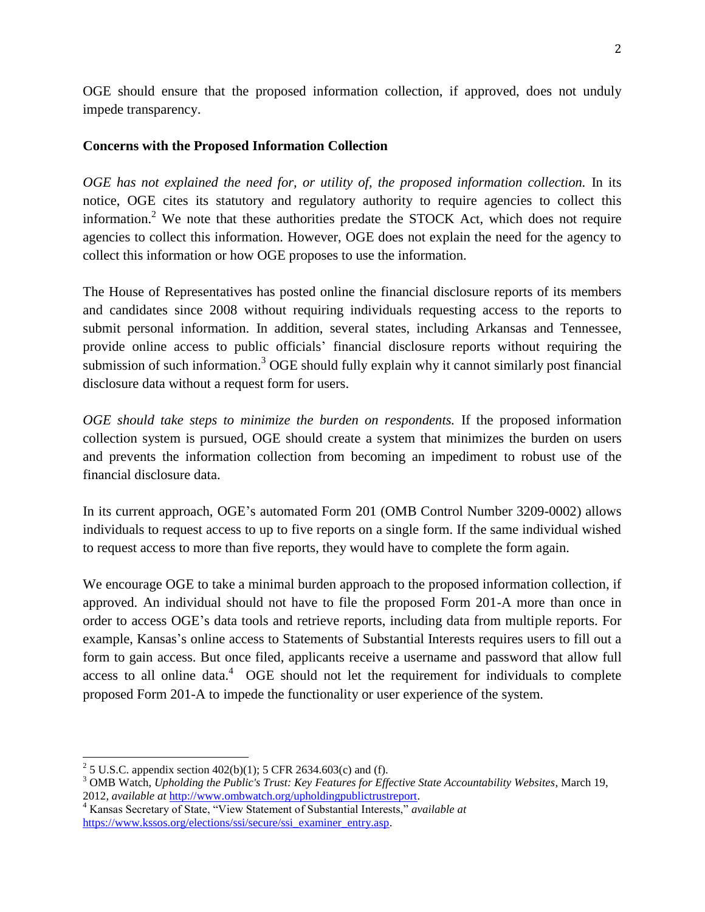OGE should ensure that the proposed information collection, if approved, does not unduly impede transparency.

**Concerns with the Proposed Information Collection**

*OGE has not explained the need for, or utility of, the proposed information collection.* In its notice, OGE cites its statutory and regulatory authority to require agencies to collect this information.[2] We note that these authorities predate the STOCK Act, which does not require agencies to collect this information. However, OGE does not explain the need for the agency to collect this information or how OGE proposes to use the information.

The House of Representatives has posted online the financial disclosure reports of its members and candidates since 2008 without requiring individuals requesting access to the reports to submit personal information. In addition, several states, including Arkansas and Tennessee, provide online access to public officials' financial disclosure reports without requiring the submission of such information.[3] OGE should fully explain why it cannot similarly post financial disclosure data without a request form for users.

*OGE should take steps to minimize the burden on respondents.* If the proposed information collection system is pursued, OGE should create a system that minimizes the burden on users and prevents the information collection from becoming an impediment to robust use of the financial disclosure data.

In its current approach, OGE's automated Form 201 (OMB Control Number 3209-0002) allows individuals to request access to up to five reports on a single form. If the same individual wished to request access to more than five reports, they would have to complete the form again.

We encourage OGE to take a minimal burden approach to the proposed information collection, if approved. An individual should not have to file the proposed Form 201-A more than once in order to access OGE's data tools and retrieve reports, including data from multiple reports. For example, Kansas's online access to Statements of Substantial Interests requires users to fill out a form to gain access. But once filed, applicants receive a username and password that allow full access to all online data.[4] OGE should not let the requirement for individuals to complete proposed Form 201-A to impede the functionality or user experience of the system.

---

[2] 5 U.S.C. appendix section 402(b)(1); 5 CFR 2634.603(c) and (f).

[3] OMB Watch, *Upholding the Public's Trust: Key Features for Effective State Accountability Websites*, March 19, 2012, *available at* http://www.ombwatch.org/upholdingpublictrustreport.

[4] Kansas Secretary of State, "View Statement of Substantial Interests," *available at* https://www.kssos.org/elections/ssi/secure/ssi_examiner_entry.asp.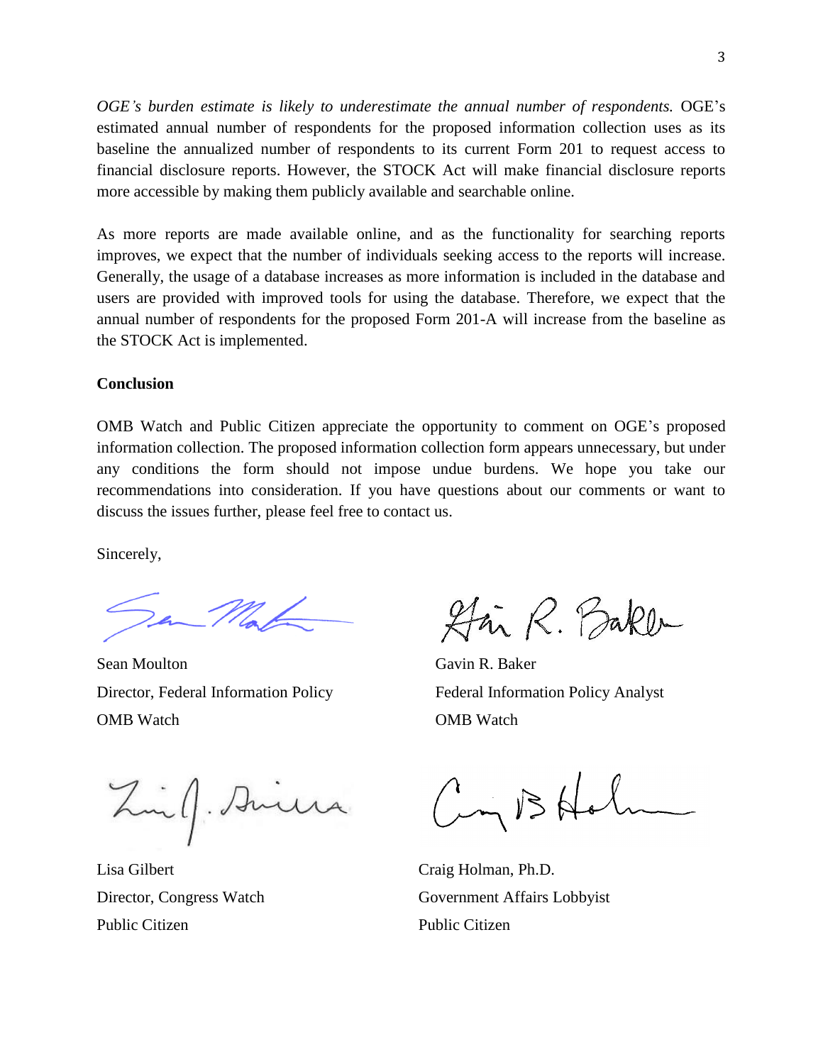*OGE's burden estimate is likely to underestimate the annual number of respondents.* OGE's estimated annual number of respondents for the proposed information collection uses as its baseline the annualized number of respondents to its current Form 201 to request access to financial disclosure reports. However, the STOCK Act will make financial disclosure reports more accessible by making them publicly available and searchable online.

As more reports are made available online, and as the functionality for searching reports improves, we expect that the number of individuals seeking access to the reports will increase. Generally, the usage of a database increases as more information is included in the database and users are provided with improved tools for using the database. Therefore, we expect that the annual number of respondents for the proposed Form 201-A will increase from the baseline as the STOCK Act is implemented.

**Conclusion**

OMB Watch and Public Citizen appreciate the opportunity to comment on OGE's proposed information collection. The proposed information collection form appears unnecessary, but under any conditions the form should not impose undue burdens. We hope you take our recommendations into consideration. If you have questions about our comments or want to discuss the issues further, please feel free to contact us.

Sincerely,

Sean Moulton
Director, Federal Information Policy
OMB Watch

Gavin R. Baker
Federal Information Policy Analyst
OMB Watch

Lisa Gilbert
Director, Congress Watch
Public Citizen

Craig Holman, Ph.D.
Government Affairs Lobbyist
Public Citizen